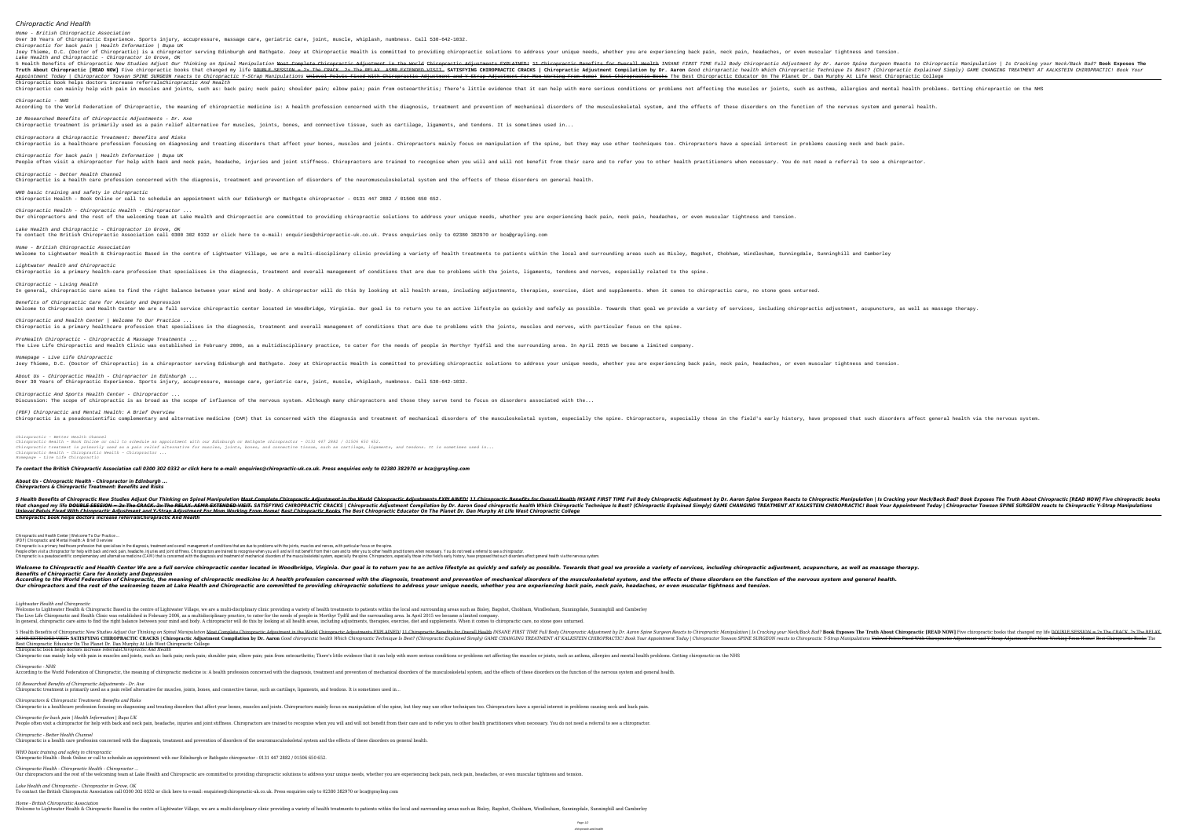# Chiropractic And Health

*Home - British Chiropractic Association*

Over 30 Years of Chiropractic Experience. Sports injury, accupressure, massage care, geriatric care, joint, muscle, whiplash, numbness. Call 530-642-1032.

*Chiropractic for back pain | Health Information | Bupa UK*

Joey Thieme, D.C. (Doctor of Chiropractic) is a chiropractor serving Edinburgh and Bathgate. Joey at Chiropractic Health is committed to providing chiropractic solutions to address your unique needs, whether you are experiencing back pain, neck pain, headaches, or even muscular tightness and tension.

*Lake Health and Chiropractic - Chiropractor in Grove, OK*

5 Health Benefits of Chiropractic New Studies Adjust Our Thinking on Spinal Manipulation Most Complete Chiropractic Adjustment in the World Chiropractic Adjustments EXPLAINED! 11 Chiropractic Benefits for Overall Health INSANE FIRST TIME Full Body Chiropractic Adjustment by Dr. Aaron Spine Surgeon Reacts to Chiropractic Manipulation | Is Cracking your Neck/Back Bad? **Book Exposes The Truth About Chiropractic [READ NOW]** Five chiropractic books that changed my life DOUBLE SESSION = 2x The CRACK, 2x The RELAX. ASMR EXTENDED VISIT. **SATISFYING CHIROPRACTIC CRACKS | Chiropractic Adjustment Compilation by Dr. Aaron** Good chiropractic health Which Chiropractic Technique Is Best? (Chiropractic Explained Simply) GAME CHANGING TREATMENT AT KALKSTEIN CHIROPRACTIC! Book Your Appointment Today | Chiropractor Towson SPINE SURGEON reacts to Chiropractic Y-Strap Manipulations Unlevel Pelvis Fixed With Chiropractic Adjustment and Y-Strap Adjustment For Mom Working From Home! Best Chiropractic Books The Best Chiropractic Educator On The Planet Dr. Dan Murphy At Life West Chiropractic College

Chiropractic book helps doctors increase referrals*Chiropractic And Health*

Chiropractic can mainly help with pain in muscles and joints, such as: back pain; neck pain; shoulder pain; elbow pain; pain from osteoarthritis; There's little evidence that it can help with more serious conditions or problems not affecting the muscles or joints, such as asthma, allergies and mental health problems. Getting chiropractic on the NHS

*Chiropractic - NHS*

According to the World Federation of Chiropractic, the meaning of chiropractic medicine is: A health profession concerned with the diagnosis, treatment and prevention of mechanical disorders of the musculoskeletal system, and the effects of these disorders on the function of the nervous system and general health.

*10 Researched Benefits of Chiropractic Adjustments - Dr. Axe*

Chiropractic treatment is primarily used as a pain relief alternative for muscles, joints, bones, and connective tissue, such as cartilage, ligaments, and tendons. It is sometimes used in...

*Chiropractors & Chiropractic Treatment: Benefits and Risks*

Chiropractic is a healthcare profession focusing on diagnosing and treating disorders that affect your bones, muscles and joints. Chiropractors mainly focus on manipulation of the spine, but they may use other techniques too. Chiropractors have a special interest in problems causing neck and back pain.

*Chiropractic for back pain | Health Information | Bupa UK*

People often visit a chiropractor for help with back and neck pain, headache, injuries and joint stiffness. Chiropractors are trained to recognise when you will and will not benefit from their care and to refer you to other health practitioners when necessary. You do not need a referral to see a chiropractor.

*Chiropractic - Better Health Channel*

Chiropractic is a health care profession concerned with the diagnosis, treatment and prevention of disorders of the neuromusculoskeletal system and the effects of these disorders on general health.

*WHO basic training and safety in chiropractic*

Chiropractic Health - Book Online or call to schedule an appointment with our Edinburgh or Bathgate chiropractor - 0131 447 2882 / 01506 650 652.

*Chiropractic Health - Chiropractic Health - Chiropractor ...*

Our chiropractors and the rest of the welcoming team at Lake Health and Chiropractic are committed to providing chiropractic solutions to address your unique needs, whether you are experiencing back pain, neck pain, headaches, or even muscular tightness and tension.

*Lake Health and Chiropractic - Chiropractor in Grove, OK*

To contact the British Chiropractic Association call 0300 302 0332 or click here to e-mail: enquiries@chiropractic-uk.co.uk. Press enquiries only to 02380 382970 or bca@grayling.com

*Home - British Chiropractic Association*

Welcome to Lightwater Health & Chiropractic Based in the centre of Lightwater Village, we are a multi-disciplinary clinic providing a variety of health treatments to patients within the local and surrounding areas such as Bisley, Bagshot, Chobham, Windlesham, Sunningdale, Sunninghill and Camberley

*Lightwater Health and Chiropractic*

Chiropractic is a primary health-care profession that specialises in the diagnosis, treatment and overall management of conditions that are due to problems with the joints, ligaments, tendons and nerves, especially related to the spine.

*Chiropractic - Living Health*

In general, chiropractic care aims to find the right balance between your mind and body. A chiropractor will do this by looking at all health areas, including adjustments, therapies, exercise, diet and supplements. When it comes to chiropractic care, no stone goes unturned.

*Benefits of Chiropractic Care for Anxiety and Depression*

Welcome to Chiropractic and Health Center We are a full service chiropractic center located in Woodbridge, Virginia. Our goal is to return you to an active lifestyle as quickly and safely as possible. Towards that goal we provide a variety of services, including chiropractic adjustment, acupuncture, as well as massage therapy.

*Chiropractic and Health Center | Welcome To Our Practice ...*

Chiropractic is a primary healthcare profession that specialises in the diagnosis, treatment and overall management of conditions that are due to problems with the joints, muscles and nerves, with particular focus on the spine.

*ProHealth Chiropractic - Chiropractic & Massage Treatments ...*

The Live Life Chiropractic and Health Clinic was established in February 2006, as a multidisciplinary practice, to cater for the needs of people in Merthyr Tydfil and the surrounding area. In April 2015 we became a limited company.

*Homepage - Live Life Chiropractic*

Joey Thieme, D.C. (Doctor of Chiropractic) is a chiropractor serving Edinburgh and Bathgate. Joey at Chiropractic Health is committed to providing chiropractic solutions to address your unique needs, whether you are experiencing back pain, neck pain, headaches, or even muscular tightness and tension.

*About Us - Chiropractic Health - Chiropractor in Edinburgh ...*

Over 30 Years of Chiropractic Experience. Sports injury, accupressure, massage care, geriatric care, joint, muscle, whiplash, numbness. Call 530-642-1032.

*Chiropractic And Sports Health Center - Chiropractor ...*

Discussion: The scope of chiropractic is as broad as the scope of influence of the nervous system. Although many chiropractors and those they serve tend to focus on disorders associated with the...

*(PDF) Chiropractic and Mental Health: A Brief Overview*

Chiropractic is a pseudoscientific complementary and alternative medicine (CAM) that is concerned with the diagnosis and treatment of mechanical disorders of the musculoskeletal system, especially the spine. Chiropractors, especially those in the field's early history, have proposed that such disorders affect general health via the nervous system.

*Chiropractic - Better Health Channel*
*Chiropractic Health - Book Online or call to schedule an appointment with our Edinburgh or Bathgate chiropractor - 0131 447 2882 / 01506 650 652.*
*Chiropractic treatment is primarily used as a pain relief alternative for muscles, joints, bones, and connective tissue, such as cartilage, ligaments, and tendons. It is sometimes used in...*
*Chiropractic Health - Chiropractic Health - Chiropractor ...*
*Homepage - Live Life Chiropractic*

***To contact the British Chiropractic Association call 0300 302 0332 or click here to e-mail: enquiries@chiropractic-uk.co.uk. Press enquiries only to 02380 382970 or bca@grayling.com***

***About Us - Chiropractic Health - Chiropractor in Edinburgh ...***
***Chiropractors & Chiropractic Treatment: Benefits and Risks***

***5 Health Benefits of Chiropractic New Studies Adjust Our Thinking on Spinal Manipulation Most Complete Chiropractic Adjustment in the World Chiropractic Adjustments EXPLAINED! 11 Chiropractic Benefits for Overall Health INSANE FIRST TIME Full Body Chiropractic Adjustment by Dr. Aaron Spine Surgeon Reacts to Chiropractic Manipulation | Is Cracking your Neck/Back Bad? Book Exposes The Truth About Chiropractic [READ NOW] Five chiropractic books that changed my life DOUBLE SESSION = 2x The CRACK, 2x The RELAX. ASMR EXTENDED VISIT. SATISFYING CHIROPRACTIC CRACKS | Chiropractic Adjustment Compilation by Dr. Aaron Good chiropractic health Which Chiropractic Technique Is Best? (Chiropractic Explained Simply) GAME CHANGING TREATMENT AT KALKSTEIN CHIROPRACTIC! Book Your Appointment Today | Chiropractor Towson SPINE SURGEON reacts to Chiropractic Y-Strap Manipulations Unlevel Pelvis Fixed With Chiropractic Adjustment and Y-Strap Adjustment For Mom Working From Home! Best Chiropractic Books The Best Chiropractic Educator On The Planet Dr. Dan Murphy At Life West Chiropractic College***
***Chiropractic book helps doctors increase referralsChiropractic And Health***

Chiropractic and Health Center | Welcome To Our Practice ...
(PDF) Chiropractic and Mental Health: A Brief Overview
Chiropractic is a primary healthcare profession that specialises in the diagnosis, treatment and overall management of conditions that are due to problems with the joints, muscles and nerves, with particular focus on the spine.
People often visit a chiropractor for help with back and neck pain, headache, injuries and joint stiffness. Chiropractors are trained to recognise when you will and will not benefit from their care and to refer you to other health practitioners when necessary. You do not need a referral to see a chiropractor.
Chiropractic is a pseudoscientific complementary and alternative medicine (CAM) that is concerned with the diagnosis and treatment of mechanical disorders of the musculoskeletal system, especially the spine. Chiropractors, especially those in the field's early history, have proposed that such disorders affect general health via the nervous system.

***Welcome to Chiropractic and Health Center We are a full service chiropractic center located in Woodbridge, Virginia. Our goal is to return you to an active lifestyle as quickly and safely as possible. Towards that goal we provide a variety of services, including chiropractic adjustment, acupuncture, as well as massage therapy.***
***Benefits of Chiropractic Care for Anxiety and Depression***
***According to the World Federation of Chiropractic, the meaning of chiropractic medicine is: A health profession concerned with the diagnosis, treatment and prevention of mechanical disorders of the musculoskeletal system, and the effects of these disorders on the function of the nervous system and general health.***
***Our chiropractors and the rest of the welcoming team at Lake Health and Chiropractic are committed to providing chiropractic solutions to address your unique needs, whether you are experiencing back pain, neck pain, headaches, or even muscular tightness and tension.***

*Lightwater Health and Chiropractic*

Welcome to Lightwater Health & Chiropractic Based in the centre of Lightwater Village, we are a multi-disciplinary clinic providing a variety of health treatments to patients within the local and surrounding areas such as Bisley, Bagshot, Chobham, Windlesham, Sunningdale, Sunninghill and Camberley
The Live Life Chiropractic and Health Clinic was established in February 2006, as a multidisciplinary practice, to cater for the needs of people in Merthyr Tydfil and the surrounding area. In April 2015 we became a limited company.
In general, chiropractic care aims to find the right balance between your mind and body. A chiropractor will do this by looking at all health areas, including adjustments, therapies, exercise, diet and supplements. When it comes to chiropractic care, no stone goes unturned.

5 Health Benefits of Chiropractic New Studies Adjust Our Thinking on Spinal Manipulation Most Complete Chiropractic Adjustment in the World Chiropractic Adjustments EXPLAINED! 11 Chiropractic Benefits for Overall Health INSANE FIRST TIME Full Body Chiropractic Adjustment by Dr. Aaron Spine Surgeon Reacts to Chiropractic Manipulation | Is Cracking your Neck/Back Bad? **Book Exposes The Truth About Chiropractic [READ NOW]** Five chiropractic books that changed my life DOUBLE SESSION = 2x The CRACK, 2x The RELAX. ASMR EXTENDED VISIT. **SATISFYING CHIROPRACTIC CRACKS | Chiropractic Adjustment Compilation by Dr. Aaron** Good chiropractic health Which Chiropractic Technique Is Best? (Chiropractic Explained Simply) GAME CHANGING TREATMENT AT KALKSTEIN CHIROPRACTIC! Book Your Appointment Today | Chiropractor Towson SPINE SURGEON reacts to Chiropractic Y-Strap Manipulations Unlevel Pelvis Fixed With Chiropractic Adjustment and Y-Strap Adjustment For Mom Working From Home! Best Chiropractic Books The Best Chiropractic Educator On The Planet Dr. Dan Murphy At Life West Chiropractic College

Chiropractic book helps doctors increase referrals*Chiropractic And Health*

Chiropractic can mainly help with pain in muscles and joints, such as: back pain; neck pain; shoulder pain; elbow pain; pain from osteoarthritis; There's little evidence that it can help with more serious conditions or problems not affecting the muscles or joints, such as asthma, allergies and mental health problems. Getting chiropractic on the NHS

*Chiropractic - NHS*

According to the World Federation of Chiropractic, the meaning of chiropractic medicine is: A health profession concerned with the diagnosis, treatment and prevention of mechanical disorders of the musculoskeletal system, and the effects of these disorders on the function of the nervous system and general health.

*10 Researched Benefits of Chiropractic Adjustments - Dr. Axe*

Chiropractic treatment is primarily used as a pain relief alternative for muscles, joints, bones, and connective tissue, such as cartilage, ligaments, and tendons. It is sometimes used in...

*Chiropractors & Chiropractic Treatment: Benefits and Risks*

Chiropractic is a healthcare profession focusing on diagnosing and treating disorders that affect your bones, muscles and joints. Chiropractors mainly focus on manipulation of the spine, but they may use other techniques too. Chiropractors have a special interest in problems causing neck and back pain.

*Chiropractic for back pain | Health Information | Bupa UK*

People often visit a chiropractor for help with back and neck pain, headache, injuries and joint stiffness. Chiropractors are trained to recognise when you will and will not benefit from their care and to refer you to other health practitioners when necessary. You do not need a referral to see a chiropractor.

*Chiropractic - Better Health Channel*

Chiropractic is a health care profession concerned with the diagnosis, treatment and prevention of disorders of the neuromusculoskeletal system and the effects of these disorders on general health.

*WHO basic training and safety in chiropractic*

Chiropractic Health - Book Online or call to schedule an appointment with our Edinburgh or Bathgate chiropractor - 0131 447 2882 / 01506 650 652.

*Chiropractic Health - Chiropractic Health - Chiropractor ...*

Our chiropractors and the rest of the welcoming team at Lake Health and Chiropractic are committed to providing chiropractic solutions to address your unique needs, whether you are experiencing back pain, neck pain, headaches, or even muscular tightness and tension.

*Lake Health and Chiropractic - Chiropractor in Grove, OK*

To contact the British Chiropractic Association call 0300 302 0332 or click here to e-mail: enquiries@chiropractic-uk.co.uk. Press enquiries only to 02380 382970 or bca@grayling.com

*Home - British Chiropractic Association*

Welcome to Lightwater Health & Chiropractic Based in the centre of Lightwater Village, we are a multi-disciplinary clinic providing a variety of health treatments to patients within the local and surrounding areas such as Bisley, Bagshot, Chobham, Windlesham, Sunningdale, Sunninghill and Camberley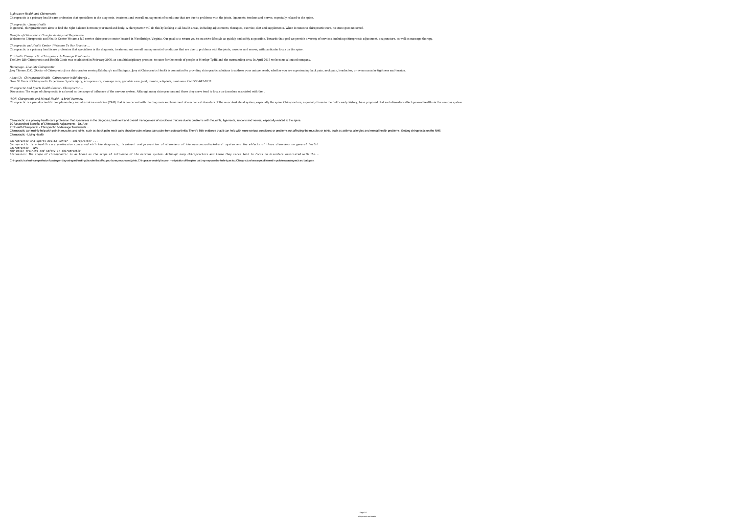*Lightwater Health and Chiropractic*

Chiropractic is a primary health-care profession that specialises in the diagnosis, treatment and overall management of conditions that are due to problems with the joints, ligaments, tendons and nerves, especially related to the spine.

*Chiropractic - Living Health*

In general, chiropractic care aims to find the right balance between your mind and body. A chiropractor will do this by looking at all health areas, including adjustments, therapies, exercise, diet and supplements. When it comes to chiropractic care, no stone goes unturned.

*Benefits of Chiropractic Care for Anxiety and Depression*

Welcome to Chiropractic and Health Center We are a full service chiropractic center located in Woodbridge, Virginia. Our goal is to return you to an active lifestyle as quickly and safely as possible. Towards that goal we provide a variety of services, including chiropractic adjustment, acupuncture, as well as massage therapy.

*Chiropractic and Health Center | Welcome To Our Practice ...*

Chiropractic is a primary healthcare profession that specialises in the diagnosis, treatment and overall management of conditions that are due to problems with the joints, muscles and nerves, with particular focus on the spine.

*ProHealth Chiropractic - Chiropractic & Massage Treatments ...*

The Live Life Chiropractic and Health Clinic was established in February 2006, as a multidisciplinary practice, to cater for the needs of people in Merthyr Tydfil and the surrounding area. In April 2015 we became a limited company.

*Homepage - Live Life Chiropractic*

Joey Thieme, D.C. (Doctor of Chiropractic) is a chiropractor serving Edinburgh and Bathgate. Joey at Chiropractic Health is committed to providing chiropractic solutions to address your unique needs, whether you are experiencing back pain, neck pain, headaches, or even muscular tightness and tension.

*About Us - Chiropractic Health - Chiropractor in Edinburgh ...*

Over 30 Years of Chiropractic Experience. Sports injury, accupressure, massage care, geriatric care, joint, muscle, whiplash, numbness. Call 530-642-1032.

*Chiropractic And Sports Health Center - Chiropractor ...*

Discussion: The scope of chiropractic is as broad as the scope of influence of the nervous system. Although many chiropractors and those they serve tend to focus on disorders associated with the...

*(PDF) Chiropractic and Mental Health: A Brief Overview*

Chiropractic is a pseudoscientific complementary and alternative medicine (CAM) that is concerned with the diagnosis and treatment of mechanical disorders of the musculoskeletal system, especially the spine. Chiropractors, especially those in the field's early history, have proposed that such disorders affect general health via the nervous system.

Chiropractic is a primary health-care profession that specialises in the diagnosis, treatment and overall management of conditions that are due to problems with the joints, ligaments, tendons and nerves, especially related to the spine.
10 Researched Benefits of Chiropractic Adjustments - Dr. Axe
ProHealth Chiropractic - Chiropractic & Massage Treatments ...
Chiropractic can mainly help with pain in muscles and joints, such as: back pain; neck pain; shoulder pain; elbow pain; pain from osteoarthritis; There's little evidence that it can help with more serious conditions or problems not affecting the muscles or joints, such as asthma, allergies and mental health problems. Getting chiropractic on the NHS
Chiropractic - Living Health

*Chiropractic And Sports Health Center - Chiropractor ...*
*Chiropractic is a health care profession concerned with the diagnosis, treatment and prevention of disorders of the neuromusculoskeletal system and the effects of these disorders on general health.*
*Chiropractic - NHS*
*WHO basic training and safety in chiropractic*
*Discussion: The scope of chiropractic is as broad as the scope of influence of the nervous system. Although many chiropractors and those they serve tend to focus on disorders associated with the...*

Chiropractic is a healthcare profession focusing on diagnosing and treating disorders that affect your bones, muscles and joints. Chiropractors mainly focus on manipulation of the spine, but they may use other techniques too. Chiropractors have a special interest in problems causing neck and back pain.